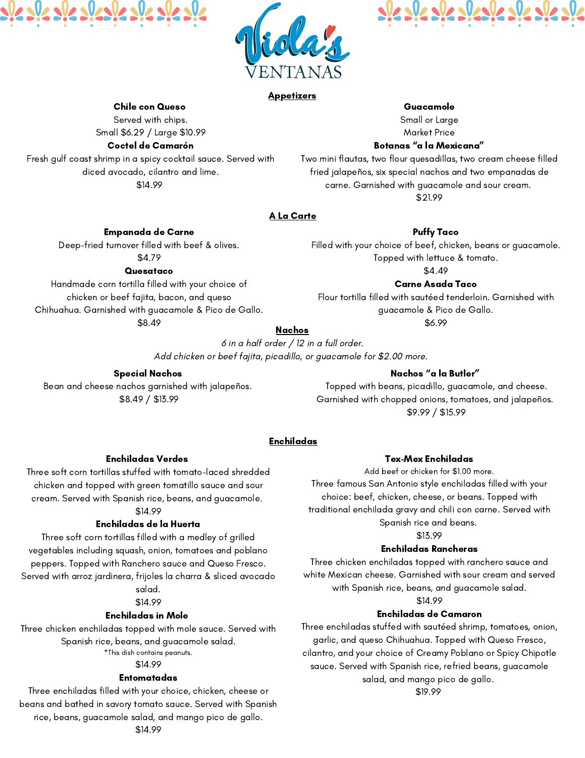# Viola's Ventanas

## Appetizers

**Chile con Queso**
Served with chips.
Small $6.29 / Large $10.99

**Coctel de Camarón**
Fresh gulf coast shrimp in a spicy cocktail sauce. Served with diced avocado, cilantro and lime.
$14.99

**Guacamole**
Small or Large
Market Price

**Botanas "a la Mexicana"**
Two mini flautas, two flour quesadillas, two cream cheese filled fried jalapeños, six special nachos and two empanadas de carne. Garnished with guacamole and sour cream.
$21.99

## A La Carte

**Empanada de Carne**
Deep-fried turnover filled with beef & olives.
$4.79

**Quesataco**
Handmade corn tortilla filled with your choice of chicken or beef fajita, bacon, and queso Chihuahua. Garnished with guacamole & Pico de Gallo.
$8.49

**Puffy Taco**
Filled with your choice of beef, chicken, beans or guacamole. Topped with lettuce & tomato.
$4.49

**Carne Asada Taco**
Flour tortilla filled with sautéed tenderloin. Garnished with guacamole & Pico de Gallo.
$6.99

## Nachos

*6 in a half order / 12 in a full order.*
*Add chicken or beef fajita, picadillo, or guacamole for $2.00 more.*

**Special Nachos**
Bean and cheese nachos garnished with jalapeños.
$8.49 / $13.99

**Nachos "a la Butler"**
Topped with beans, picadillo, guacamole, and cheese. Garnished with chopped onions, tomatoes, and jalapeños.
$9.99 / $15.99

## Enchiladas

**Enchiladas Verdes**
Three soft corn tortillas stuffed with tomato-laced shredded chicken and topped with green tomatillo sauce and sour cream. Served with Spanish rice, beans, and guacamole.
$14.99

**Enchiladas de la Huerta**
Three soft corn tortillas filled with a medley of grilled vegetables including squash, onion, tomatoes and poblano peppers. Topped with Ranchero sauce and Queso Fresco. Served with arroz jardinera, frijoles la charra & sliced avocado salad.
$14.99

**Enchiladas in Mole**
Three chicken enchiladas topped with mole sauce. Served with Spanish rice, beans, and guacamole salad.
*This dish contains peanuts.
$14.99

**Entomatadas**
Three enchiladas filled with your choice, chicken, cheese or beans and bathed in savory tomato sauce. Served with Spanish rice, beans, guacamole salad, and mango pico de gallo.
$14.99

**Tex-Mex Enchiladas**
Add beef or chicken for $1.00 more.
Three famous San Antonio style enchiladas filled with your choice: beef, chicken, cheese, or beans. Topped with traditional enchilada gravy and chili con carne. Served with Spanish rice and beans.
$13.99

**Enchiladas Rancheras**
Three chicken enchiladas topped with ranchero sauce and white Mexican cheese. Garnished with sour cream and served with Spanish rice, beans, and guacamole salad.
$14.99

**Enchiladas de Camaron**
Three enchiladas stuffed with sautéed shrimp, tomatoes, onion, garlic, and queso Chihuahua. Topped with Queso Fresco, cilantro, and your choice of Creamy Poblano or Spicy Chipotle sauce. Served with Spanish rice, refried beans, guacamole salad, and mango pico de gallo.
$19.99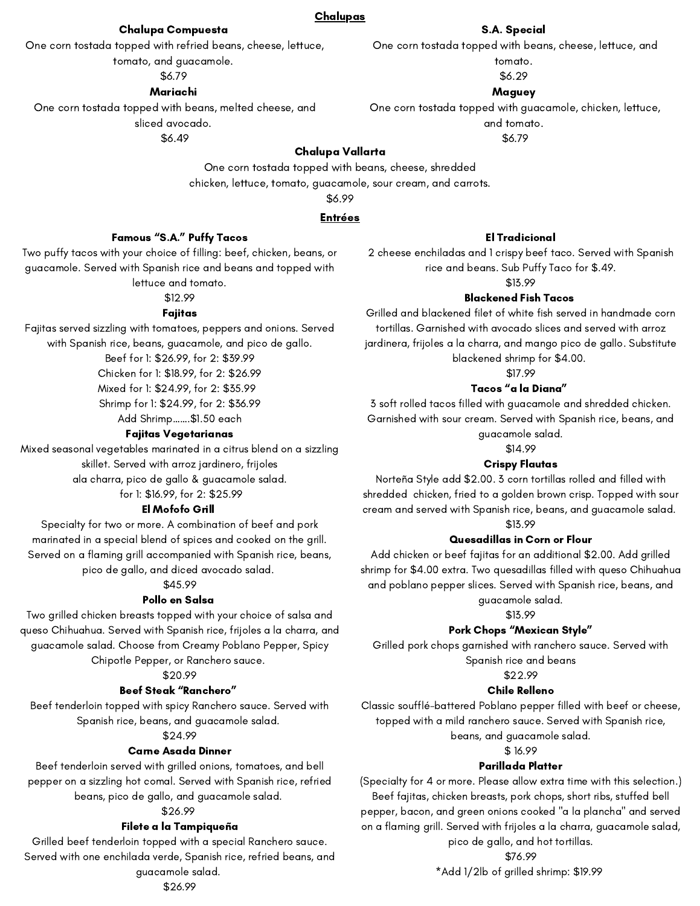## Chalupas

### Chalupa Compuesta

One corn tostada topped with refried beans, cheese, lettuce, tomato, and guacamole.

$6.79

### S.A. Special

One corn tostada topped with beans, cheese, lettuce, and tomato.

$6.29

### Mariachi

One corn tostada topped with beans, melted cheese, and sliced avocado.

$6.49

### Maguey

One corn tostada topped with guacamole, chicken, lettuce, and tomato.

$6.79

### Chalupa Vallarta

One corn tostada topped with beans, cheese, shredded chicken, lettuce, tomato, guacamole, sour cream, and carrots.

$6.99

## Entrées

### Famous "S.A." Puffy Tacos

Two puffy tacos with your choice of filling: beef, chicken, beans, or guacamole. Served with Spanish rice and beans and topped with lettuce and tomato.

$12.99

### Fajitas

Fajitas served sizzling with tomatoes, peppers and onions. Served with Spanish rice, beans, guacamole, and pico de gallo.

Beef for 1: $26.99, for 2: $39.99

Chicken for 1: $18.99, for 2: $26.99

Mixed for 1: $24.99, for 2: $35.99

Shrimp for 1: $24.99, for 2: $36.99

Add Shrimp.......$1.50 each

### Fajitas Vegetarianas

Mixed seasonal vegetables marinated in a citrus blend on a sizzling skillet. Served with arroz jardinero, frijoles ala charra, pico de gallo & guacamole salad.

for 1: $16.99, for 2: $25.99

### El Mofofo Grill

Specialty for two or more. A combination of beef and pork marinated in a special blend of spices and cooked on the grill. Served on a flaming grill accompanied with Spanish rice, beans, pico de gallo, and diced avocado salad.

$45.99

### Pollo en Salsa

Two grilled chicken breasts topped with your choice of salsa and queso Chihuahua. Served with Spanish rice, frijoles a la charra, and guacamole salad. Choose from Creamy Poblano Pepper, Spicy Chipotle Pepper, or Ranchero sauce.

$20.99

### Beef Steak "Ranchero"

Beef tenderloin topped with spicy Ranchero sauce. Served with Spanish rice, beans, and guacamole salad.

$24.99

### Carne Asada Dinner

Beef tenderloin served with grilled onions, tomatoes, and bell pepper on a sizzling hot comal. Served with Spanish rice, refried beans, pico de gallo, and guacamole salad.

$26.99

### Filete a la Tampiqueña

Grilled beef tenderloin topped with a special Ranchero sauce. Served with one enchilada verde, Spanish rice, refried beans, and guacamole salad.

$26.99

### El Tradicional

2 cheese enchiladas and 1 crispy beef taco. Served with Spanish rice and beans. Sub Puffy Taco for $.49.

$13.99

### Blackened Fish Tacos

Grilled and blackened filet of white fish served in handmade corn tortillas. Garnished with avocado slices and served with arroz jardinera, frijoles a la charra, and mango pico de gallo. Substitute blackened shrimp for $4.00.

$17.99

### Tacos "a la Diana"

3 soft rolled tacos filled with guacamole and shredded chicken. Garnished with sour cream. Served with Spanish rice, beans, and guacamole salad.

$14.99

### Crispy Flautas

Norteña Style add $2.00. 3 corn tortillas rolled and filled with shredded chicken, fried to a golden brown crisp. Topped with sour cream and served with Spanish rice, beans, and guacamole salad.

$13.99

### Quesadillas in Corn or Flour

Add chicken or beef fajitas for an additional $2.00. Add grilled shrimp for $4.00 extra. Two quesadillas filled with queso Chihuahua and poblano pepper slices. Served with Spanish rice, beans, and guacamole salad.

$13.99

### Pork Chops "Mexican Style"

Grilled pork chops garnished with ranchero sauce. Served with Spanish rice and beans

$22.99

### Chile Relleno

Classic soufflé-battered Poblano pepper filled with beef or cheese, topped with a mild ranchero sauce. Served with Spanish rice, beans, and guacamole salad.

$ 16.99

### Parillada Platter

(Specialty for 4 or more. Please allow extra time with this selection.) Beef fajitas, chicken breasts, pork chops, short ribs, stuffed bell pepper, bacon, and green onions cooked "a la plancha" and served on a flaming grill. Served with frijoles a la charra, guacamole salad, pico de gallo, and hot tortillas.

$76.99

*Add 1/2lb of grilled shrimp: $19.99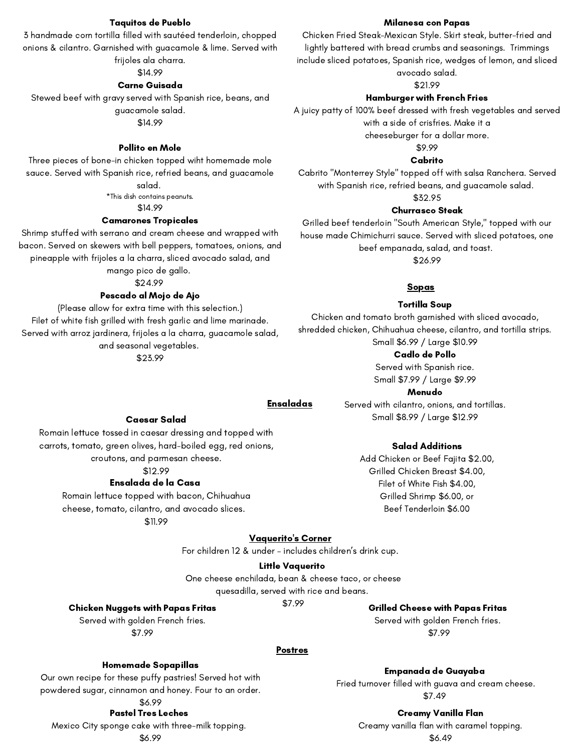**Taquitos de Pueblo**
3 handmade corn tortilla filled with sautéed tenderloin, chopped onions & cilantro. Garnished with guacamole & lime. Served with frijoles ala charra.
$14.99

**Carne Guisada**
Stewed beef with gravy served with Spanish rice, beans, and guacamole salad.
$14.99

**Pollito en Mole**
Three pieces of bone-in chicken topped wiht homemade mole sauce. Served with Spanish rice, refried beans, and guacamole salad.
*This dish contains peanuts.
$14.99

**Camarones Tropicales**
Shrimp stuffed with serrano and cream cheese and wrapped with bacon. Served on skewers with bell peppers, tomatoes, onions, and pineapple with frijoles a la charra, sliced avocado salad, and mango pico de gallo.
$24.99

**Pescado al Mojo de Ajo**
(Please allow for extra time with this selection.)
Filet of white fish grilled with fresh garlic and lime marinade. Served with arroz jardinera, frijoles a la charra, guacamole salad, and seasonal vegetables.
$23.99

**Milanesa con Papas**
Chicken Fried Steak-Mexican Style. Skirt steak, butter-fried and lightly battered with bread crumbs and seasonings. Trimmings include sliced potatoes, Spanish rice, wedges of lemon, and sliced avocado salad.
$21.99

**Hamburger with French Fries**
A juicy patty of 100% beef dressed with fresh vegetables and served with a side of crisfries. Make it a cheeseburger for a dollar more.
$9.99

**Cabrito**
Cabrito "Monterrey Style" topped off with salsa Ranchera. Served with Spanish rice, refried beans, and guacamole salad.
$32.95

**Churrasco Steak**
Grilled beef tenderloin "South American Style," topped with our house made Chimichurri sauce. Served with sliced potatoes, one beef empanada, salad, and toast.
$26.99

## Sopas

**Tortilla Soup**
Chicken and tomato broth garnished with sliced avocado, shredded chicken, Chihuahua cheese, cilantro, and tortilla strips.
Small $6.99 / Large $10.99

**Cadlo de Pollo**
Served with Spanish rice.
Small $7.99 / Large $9.99

**Menudo**
Served with cilantro, onions, and tortillas.
Small $8.99 / Large $12.99

## Ensaladas

**Caesar Salad**
Romain lettuce tossed in caesar dressing and topped with carrots, tomato, green olives, hard-boiled egg, red onions, croutons, and parmesan cheese.
$12.99

**Ensalada de la Casa**
Romain lettuce topped with bacon, Chihuahua cheese, tomato, cilantro, and avocado slices.
$11.99

**Salad Additions**
Add Chicken or Beef Fajita $2.00,
Grilled Chicken Breast $4.00,
Filet of White Fish $4.00,
Grilled Shrimp $6.00, or
Beef Tenderloin $6.00

## Vaquerito's Corner

For children 12 & under - includes children's drink cup.

**Little Vaquerito**
One cheese enchilada, bean & cheese taco, or cheese quesadilla, served with rice and beans.
$7.99

**Chicken Nuggets with Papas Fritas**
Served with golden French fries.
$7.99

**Grilled Cheese with Papas Fritas**
Served with golden French fries.
$7.99

## Postres

**Homemade Sopapillas**
Our own recipe for these puffy pastries! Served hot with powdered sugar, cinnamon and honey. Four to an order.
$6.99

**Pastel Tres Leches**
Mexico City sponge cake with three-milk topping.
$6.99

**Empanada de Guayaba**
Fried turnover filled with guava and cream cheese.
$7.49

**Creamy Vanilla Flan**
Creamy vanilla flan with caramel topping.
$6.49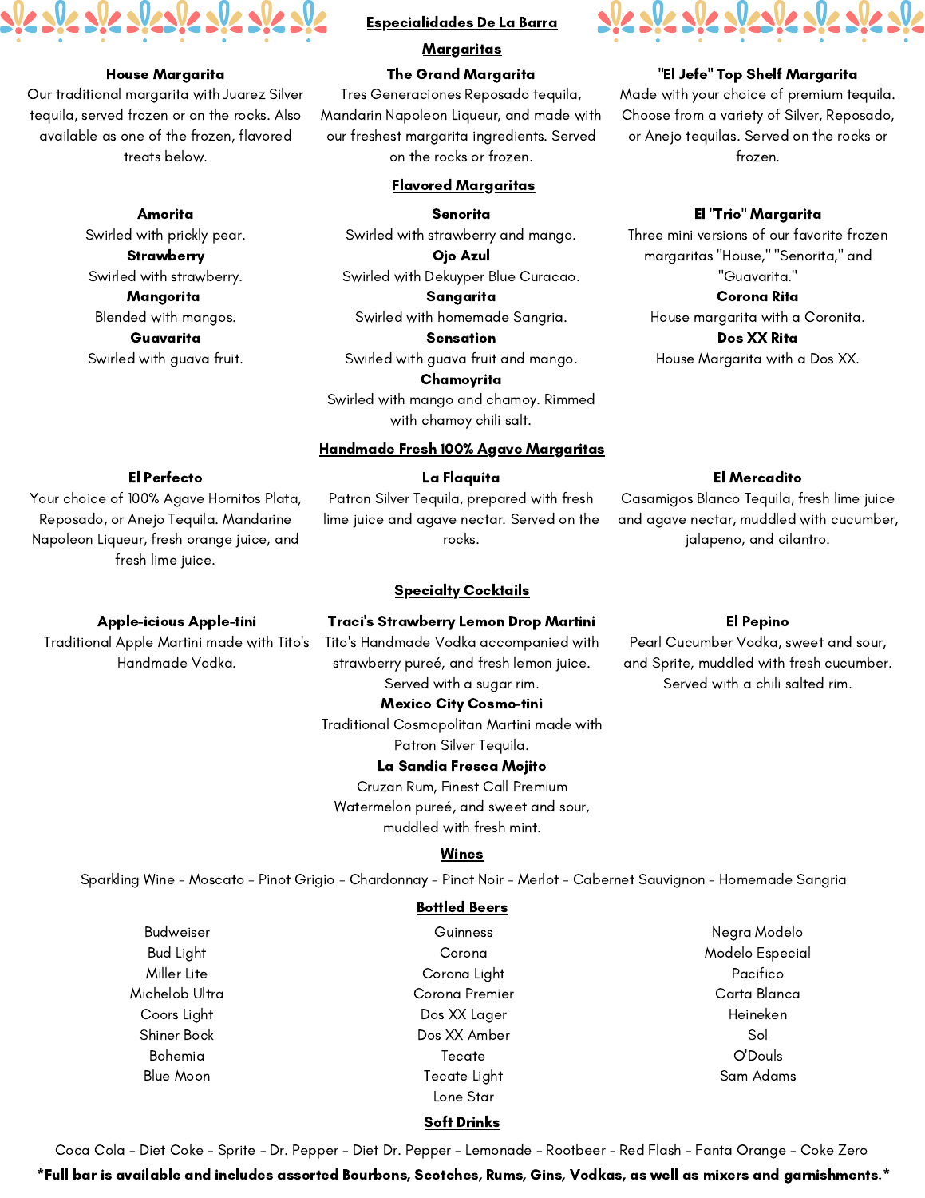# Especialidades De La Barra

## Margaritas

**House Margarita**
Our traditional margarita with Juarez Silver tequila, served frozen or on the rocks. Also available as one of the frozen, flavored treats below.

**The Grand Margarita**
Tres Generaciones Reposado tequila, Mandarin Napoleon Liqueur, and made with our freshest margarita ingredients. Served on the rocks or frozen.

**"El Jefe" Top Shelf Margarita**
Made with your choice of premium tequila. Choose from a variety of Silver, Reposado, or Anejo tequilas. Served on the rocks or frozen.

## Flavored Margaritas

**Amorita**
Swirled with prickly pear.

**Strawberry**
Swirled with strawberry.

**Mangorita**
Blended with mangos.

**Guavarita**
Swirled with guava fruit.

**Senorita**
Swirled with strawberry and mango.

**Ojo Azul**
Swirled with Dekuyper Blue Curacao.

**Sangarita**
Swirled with homemade Sangria.

**Sensation**
Swirled with guava fruit and mango.

**Chamoyrita**
Swirled with mango and chamoy. Rimmed with chamoy chili salt.

**El "Trio" Margarita**
Three mini versions of our favorite frozen margaritas "House," "Senorita," and "Guavarita."

**Corona Rita**
House margarita with a Coronita.

**Dos XX Rita**
House Margarita with a Dos XX.

## Handmade Fresh 100% Agave Margaritas

**El Perfecto**
Your choice of 100% Agave Hornitos Plata, Reposado, or Anejo Tequila. Mandarine Napoleon Liqueur, fresh orange juice, and fresh lime juice.

**La Flaquita**
Patron Silver Tequila, prepared with fresh lime juice and agave nectar. Served on the rocks.

**El Mercadito**
Casamigos Blanco Tequila, fresh lime juice and agave nectar, muddled with cucumber, jalapeno, and cilantro.

## Specialty Cocktails

**Apple-icious Apple-tini**
Traditional Apple Martini made with Tito's Handmade Vodka.

**Traci's Strawberry Lemon Drop Martini**
Tito's Handmade Vodka accompanied with strawberry pureé, and fresh lemon juice. Served with a sugar rim.

**Mexico City Cosmo-tini**
Traditional Cosmopolitan Martini made with Patron Silver Tequila.

**La Sandia Fresca Mojito**
Cruzan Rum, Finest Call Premium Watermelon pureé, and sweet and sour, muddled with fresh mint.

**El Pepino**
Pearl Cucumber Vodka, sweet and sour, and Sprite, muddled with fresh cucumber. Served with a chili salted rim.

## Wines

Sparkling Wine - Moscato - Pinot Grigio - Chardonnay - Pinot Noir - Merlot - Cabernet Sauvignon - Homemade Sangria

## Bottled Beers

Budweiser
Bud Light
Miller Lite
Michelob Ultra
Coors Light
Shiner Bock
Bohemia
Blue Moon
Guinness
Corona
Corona Light
Corona Premier
Dos XX Lager
Dos XX Amber
Tecate
Tecate Light
Lone Star
Negra Modelo
Modelo Especial
Pacifico
Carta Blanca
Heineken
Sol
O'Douls
Sam Adams

## Soft Drinks

Coca Cola - Diet Coke - Sprite - Dr. Pepper - Diet Dr. Pepper - Lemonade - Rootbeer - Red Flash - Fanta Orange - Coke Zero

***Full bar is available and includes assorted Bourbons, Scotches, Rums, Gins, Vodkas, as well as mixers and garnishments.***